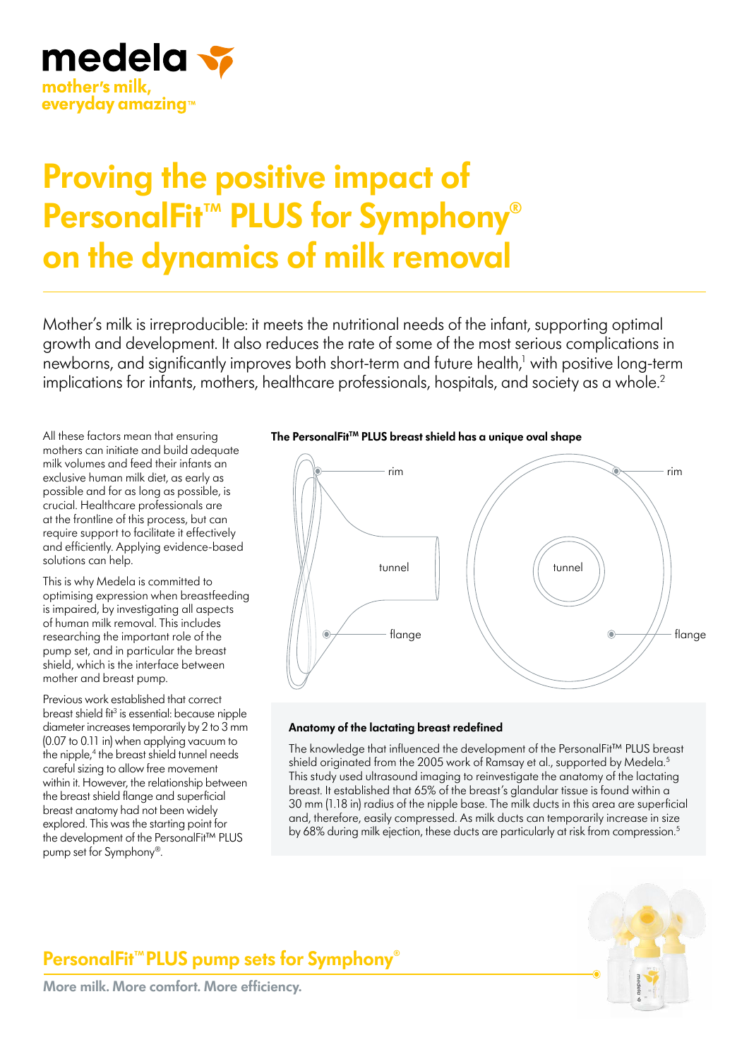medela
mother's milk, everyday amazing™

# Proving the positive impact of PersonalFit™ PLUS for Symphony® on the dynamics of milk removal

Mother's milk is irreproducible: it meets the nutritional needs of the infant, supporting optimal growth and development. It also reduces the rate of some of the most serious complications in newborns, and significantly improves both short-term and future health,[1] with positive long-term implications for infants, mothers, healthcare professionals, hospitals, and society as a whole.[2]

All these factors mean that ensuring mothers can initiate and build adequate milk volumes and feed their infants an exclusive human milk diet, as early as possible and for as long as possible, is crucial. Healthcare professionals are at the frontline of this process, but can require support to facilitate it effectively and efficiently. Applying evidence-based solutions can help.

This is why Medela is committed to optimising expression when breastfeeding is impaired, by investigating all aspects of human milk removal. This includes researching the important role of the pump set, and in particular the breast shield, which is the interface between mother and breast pump.

Previous work established that correct breast shield fit[3] is essential: because nipple diameter increases temporarily by 2 to 3 mm (0.07 to 0.11 in) when applying vacuum to the nipple,[4] the breast shield tunnel needs careful sizing to allow free movement within it. However, the relationship between the breast shield flange and superficial breast anatomy had not been widely explored. This was the starting point for the development of the PersonalFit™ PLUS pump set for Symphony®.

**The PersonalFit™ PLUS breast shield has a unique oval shape**

rim

tunnel

flange

### Anatomy of the lactating breast redefined

The knowledge that influenced the development of the PersonalFit™ PLUS breast shield originated from the 2005 work of Ramsay et al., supported by Medela.[5] This study used ultrasound imaging to reinvestigate the anatomy of the lactating breast. It established that 65% of the breast's glandular tissue is found within a 30 mm (1.18 in) radius of the nipple base. The milk ducts in this area are superficial and, therefore, easily compressed. As milk ducts can temporarily increase in size by 68% during milk ejection, these ducts are particularly at risk from compression.[5]

## PersonalFit™ PLUS pump sets for Symphony®

**More milk. More comfort. More efficiency.**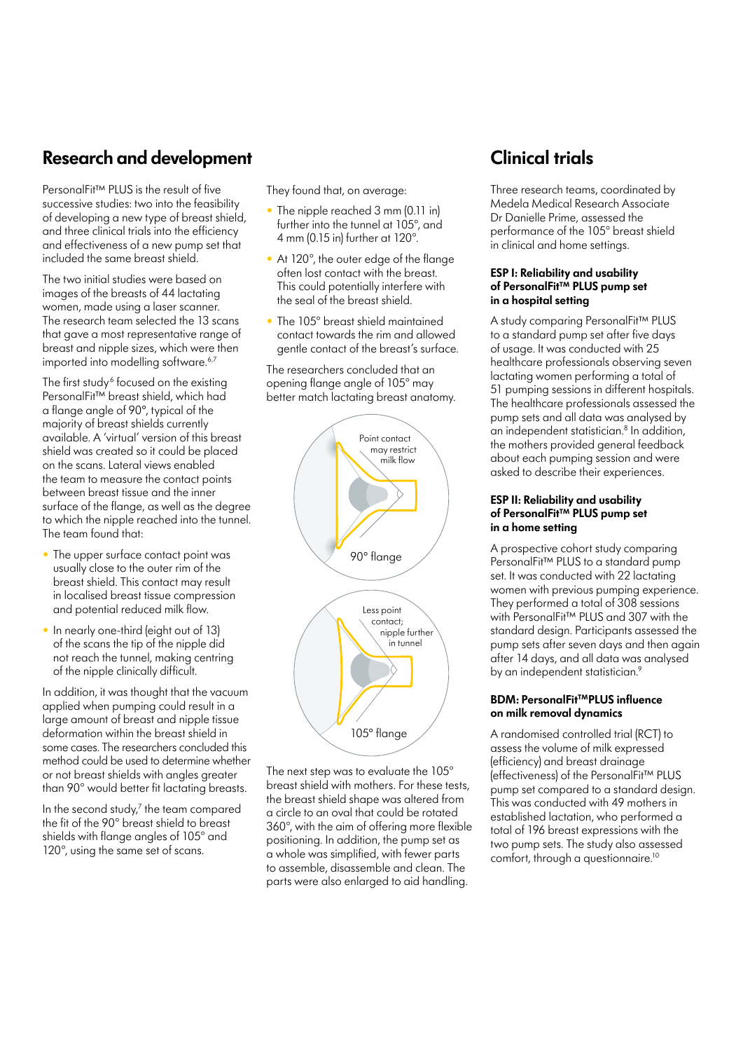## Research and development

PersonalFit™ PLUS is the result of five successive studies: two into the feasibility of developing a new type of breast shield, and three clinical trials into the efficiency and effectiveness of a new pump set that included the same breast shield.

The two initial studies were based on images of the breasts of 44 lactating women, made using a laser scanner. The research team selected the 13 scans that gave a most representative range of breast and nipple sizes, which were then imported into modelling software.[6,7]

The first study[6] focused on the existing PersonalFit™ breast shield, which had a flange angle of 90°, typical of the majority of breast shields currently available. A 'virtual' version of this breast shield was created so it could be placed on the scans. Lateral views enabled the team to measure the contact points between breast tissue and the inner surface of the flange, as well as the degree to which the nipple reached into the tunnel. The team found that:

- The upper surface contact point was usually close to the outer rim of the breast shield. This contact may result in localised breast tissue compression and potential reduced milk flow.
- In nearly one-third (eight out of 13) of the scans the tip of the nipple did not reach the tunnel, making centring of the nipple clinically difficult.

In addition, it was thought that the vacuum applied when pumping could result in a large amount of breast and nipple tissue deformation within the breast shield in some cases. The researchers concluded this method could be used to determine whether or not breast shields with angles greater than 90° would better fit lactating breasts.

In the second study,[7] the team compared the fit of the 90° breast shield to breast shields with flange angles of 105° and 120°, using the same set of scans.

They found that, on average:

- The nipple reached 3 mm (0.11 in) further into the tunnel at 105°, and 4 mm (0.15 in) further at 120°.
- At 120°, the outer edge of the flange often lost contact with the breast. This could potentially interfere with the seal of the breast shield.
- The 105° breast shield maintained contact towards the rim and allowed gentle contact of the breast's surface.

The researchers concluded that an opening flange angle of 105° may better match lactating breast anatomy.

Point contact may restrict milk flow

90° flange

Less point contact; nipple further in tunnel

105° flange

The next step was to evaluate the 105° breast shield with mothers. For these tests, the breast shield shape was altered from a circle to an oval that could be rotated 360°, with the aim of offering more flexible positioning. In addition, the pump set as a whole was simplified, with fewer parts to assemble, disassemble and clean. The parts were also enlarged to aid handling.

## Clinical trials

Three research teams, coordinated by Medela Medical Research Associate Dr Danielle Prime, assessed the performance of the 105° breast shield in clinical and home settings.

### ESP I: Reliability and usability of PersonalFit™ PLUS pump set in a hospital setting

A study comparing PersonalFit™ PLUS to a standard pump set after five days of usage. It was conducted with 25 healthcare professionals observing seven lactating women performing a total of 51 pumping sessions in different hospitals. The healthcare professionals assessed the pump sets and all data was analysed by an independent statistician.[8] In addition, the mothers provided general feedback about each pumping session and were asked to describe their experiences.

### ESP II: Reliability and usability of PersonalFit™ PLUS pump set in a home setting

A prospective cohort study comparing PersonalFit™ PLUS to a standard pump set. It was conducted with 22 lactating women with previous pumping experience. They performed a total of 308 sessions with PersonalFit™ PLUS and 307 with the standard design. Participants assessed the pump sets after seven days and then again after 14 days, and all data was analysed by an independent statistician.[9]

### BDM: PersonalFit™PLUS influence on milk removal dynamics

A randomised controlled trial (RCT) to assess the volume of milk expressed (efficiency) and breast drainage (effectiveness) of the PersonalFit™ PLUS pump set compared to a standard design. This was conducted with 49 mothers in established lactation, who performed a total of 196 breast expressions with the two pump sets. The study also assessed comfort, through a questionnaire.[10]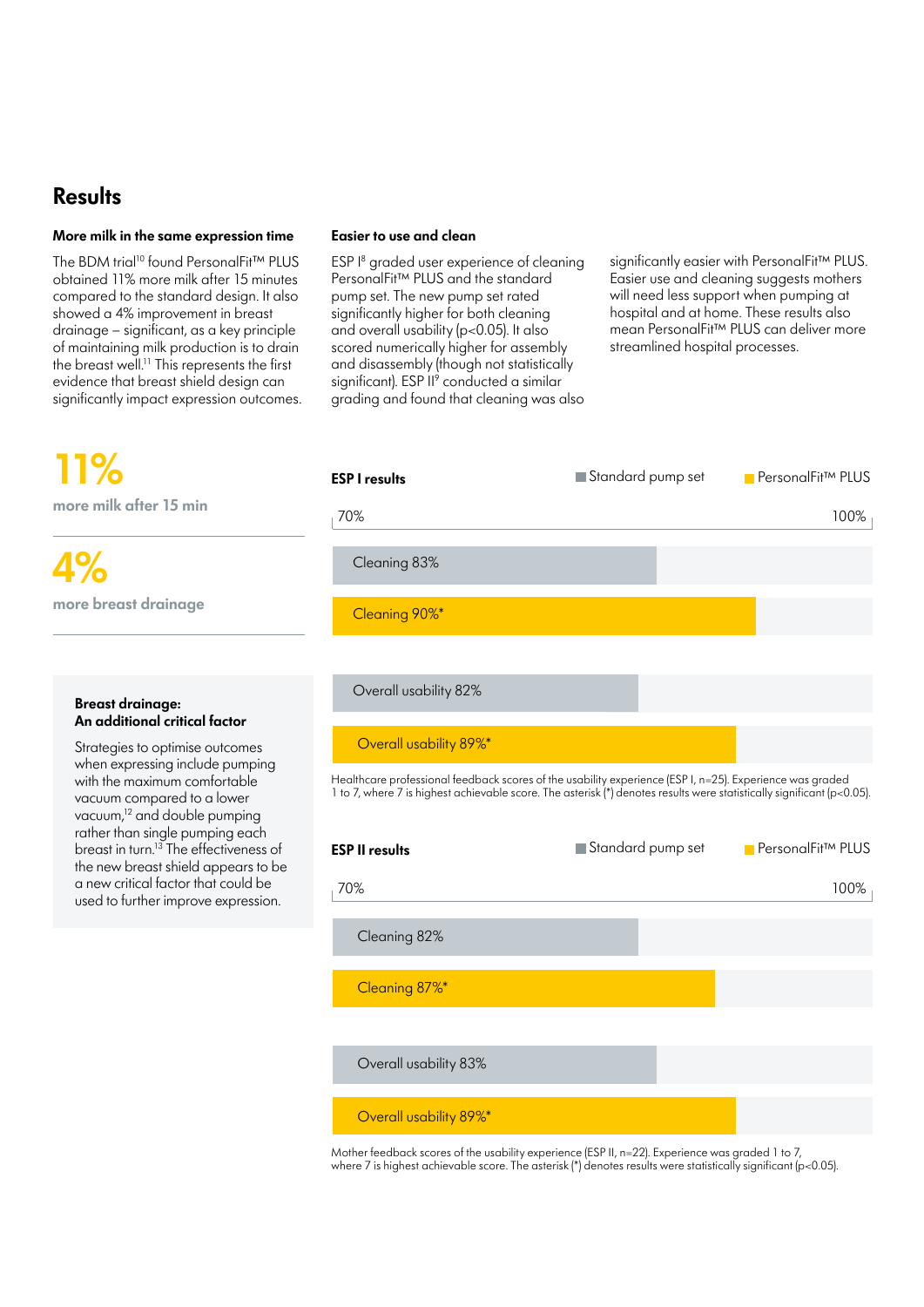## Results

### More milk in the same expression time

The BDM trial[10] found PersonalFit™ PLUS obtained 11% more milk after 15 minutes compared to the standard design. It also showed a 4% improvement in breast drainage – significant, as a key principle of maintaining milk production is to drain the breast well.[11] This represents the first evidence that breast shield design can significantly impact expression outcomes.

**11%**
more milk after 15 min

**4%**
more breast drainage

### Easier to use and clean

ESP I[8] graded user experience of cleaning PersonalFit™ PLUS and the standard pump set. The new pump set rated significantly higher for both cleaning and overall usability ($p<0.05$). It also scored numerically higher for assembly and disassembly (though not statistically significant). ESP II[9] conducted a similar grading and found that cleaning was also significantly easier with PersonalFit™ PLUS. Easier use and cleaning suggests mothers will need less support when pumping at hospital and at home. These results also mean PersonalFit™ PLUS can deliver more streamlined hospital processes.

**ESP I results**

| | Standard pump set | PersonalFit™ PLUS |
|---|---|---|
| Cleaning | 83% | 90%* |
| Overall usability | 82% | 89%* |

Healthcare professional feedback scores of the usability experience (ESP I, n=25). Experience was graded 1 to 7, where 7 is highest achievable score. The asterisk (*) denotes results were statistically significant ($p<0.05$).

**ESP II results**

| | Standard pump set | PersonalFit™ PLUS |
|---|---|---|
| Cleaning | 82% | 87%* |
| Overall usability | 83% | 89%* |

Mother feedback scores of the usability experience (ESP II, n=22). Experience was graded 1 to 7, where 7 is highest achievable score. The asterisk (*) denotes results were statistically significant ($p<0.05$).

### Breast drainage: An additional critical factor

Strategies to optimise outcomes when expressing include pumping with the maximum comfortable vacuum compared to a lower vacuum,[12] and double pumping rather than single pumping each breast in turn.[13] The effectiveness of the new breast shield appears to be a new critical factor that could be used to further improve expression.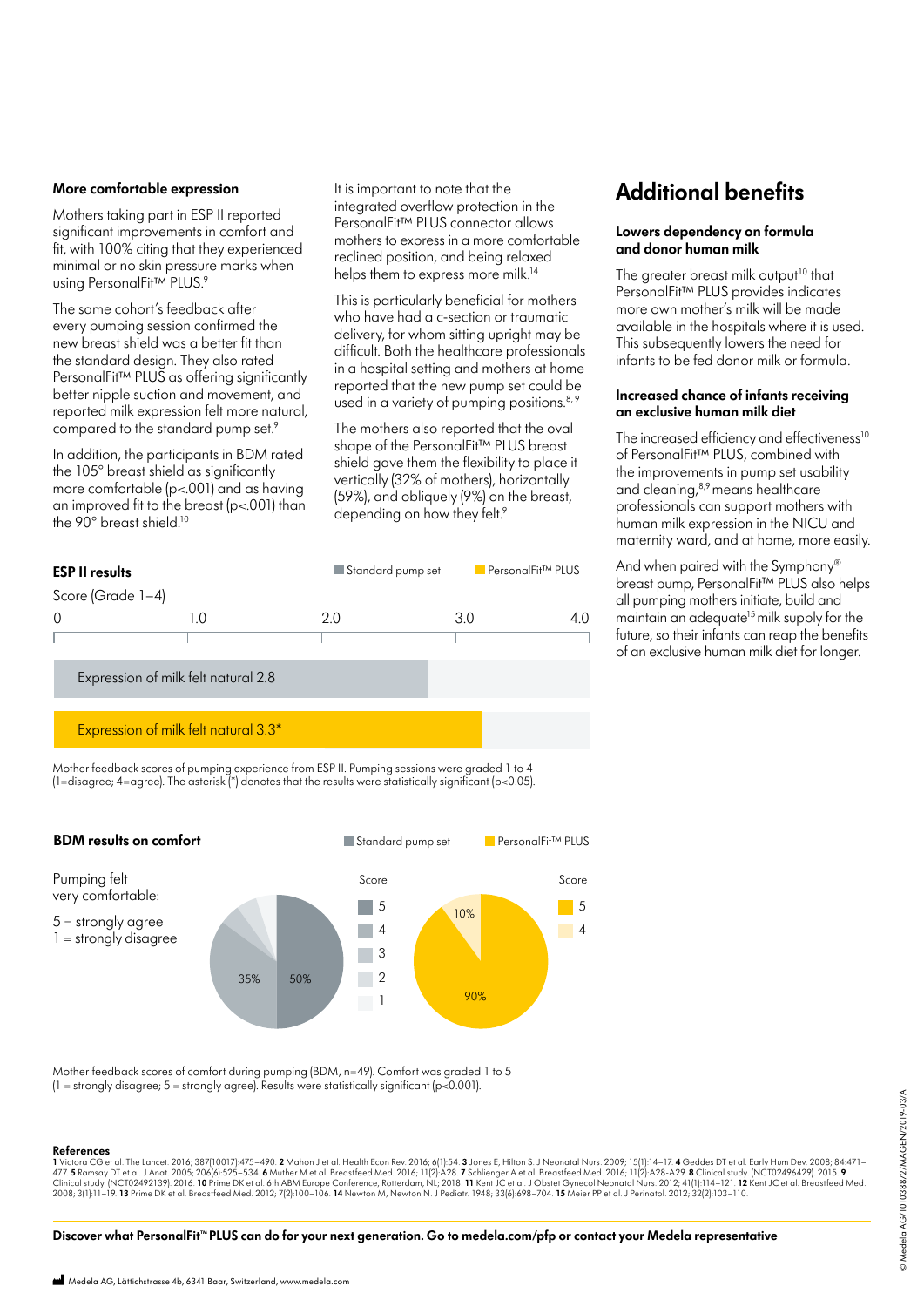### More comfortable expression

Mothers taking part in ESP II reported significant improvements in comfort and fit, with 100% citing that they experienced minimal or no skin pressure marks when using PersonalFit™ PLUS.[9]

The same cohort's feedback after every pumping session confirmed the new breast shield was a better fit than the standard design. They also rated PersonalFit™ PLUS as offering significantly better nipple suction and movement, and reported milk expression felt more natural, compared to the standard pump set.[9]

In addition, the participants in BDM rated the 105° breast shield as significantly more comfortable ($p<.001$) and as having an improved fit to the breast ($p<.001$) than the 90° breast shield.[10]

It is important to note that the integrated overflow protection in the PersonalFit™ PLUS connector allows mothers to express in a more comfortable reclined position, and being relaxed helps them to express more milk.[14]

This is particularly beneficial for mothers who have had a c-section or traumatic delivery, for whom sitting upright may be difficult. Both the healthcare professionals in a hospital setting and mothers at home reported that the new pump set could be used in a variety of pumping positions.[8, 9]

The mothers also reported that the oval shape of the PersonalFit™ PLUS breast shield gave them the flexibility to place it vertically (32% of mothers), horizontally (59%), and obliquely (9%) on the breast, depending on how they felt.[9]

**ESP II results**

Standard pump set
PersonalFit™ PLUS

Score (Grade 1–4)

0
1.0
2.0
3.0
4.0

Expression of milk felt natural 2.8

Expression of milk felt natural 3.3*

Mother feedback scores of pumping experience from ESP II. Pumping sessions were graded 1 to 4 (1=disagree; 4=agree). The asterisk (*) denotes that the results were statistically significant ($p<0.05$).

**BDM results on comfort**

Standard pump set
PersonalFit™ PLUS

Pumping felt very comfortable:

5 = strongly agree
1 = strongly disagree

Score
5
4
3
2
1

35%
50%

Score
5
4

10%
90%

Mother feedback scores of comfort during pumping (BDM, n=49). Comfort was graded 1 to 5 (1 = strongly disagree; 5 = strongly agree). Results were statistically significant ($p<0.001$).

## Additional benefits

### Lowers dependency on formula and donor human milk

The greater breast milk output[10] that PersonalFit™ PLUS provides indicates more own mother's milk will be made available in the hospitals where it is used. This subsequently lowers the need for infants to be fed donor milk or formula.

### Increased chance of infants receiving an exclusive human milk diet

The increased efficiency and effectiveness[10] of PersonalFit™ PLUS, combined with the improvements in pump set usability and cleaning,[8,9] means healthcare professionals can support mothers with human milk expression in the NICU and maternity ward, and at home, more easily.

And when paired with the Symphony® breast pump, PersonalFit™ PLUS also helps all pumping mothers initiate, build and maintain an adequate[15] milk supply for the future, so their infants can reap the benefits of an exclusive human milk diet for longer.

**References**

**1** Victora CG et al. The Lancet. 2016; 387(10017):475–490. **2** Mahon J et al. Health Econ Rev. 2016; 6(1):54. **3** Jones E, Hilton S. J Neonatal Nurs. 2009; 15(1):14–17. **4** Geddes DT et al. Early Hum Dev. 2008; 84:471–477. **5** Ramsay DT et al. J Anat. 2005; 206(6):525–534. **6** Muther M et al. Breastfeed Med. 2016; 11(2):A28. **7** Schlienger A et al. Breastfeed Med. 2016; 11(2):A28-A29. **8** Clinical study. (NCT02496427). 2015. **9** Clinical study. (NCT02492139). 2016. **10** Prime DK et al. 6th ABM Europe Conference, Rotterdam, NL; 2018. **11** Kent JC et al. J Obstet Gynecol Neonatal Nurs. 2012; 41(1):114–121. **12** Kent JC et al. Breastfeed Med. 2008; 3(1):11–19. **13** Prime DK et al. Breastfeed Med. 2012; 7(2):100–106. **14** Newton M, Newton N. J Pediatr. 1948; 33(6):698–704. **15** Meier PP et al. J Perinatol. 2012; 32(2):103–110.

**Discover what PersonalFit™ PLUS can do for your next generation. Go to medela.com/pfp or contact your Medela representative**

Medela AG, Lättichstrasse 4b, 6341 Baar, Switzerland, www.medela.com

© Medela AG/101038872/MAGEN/2019-03/A